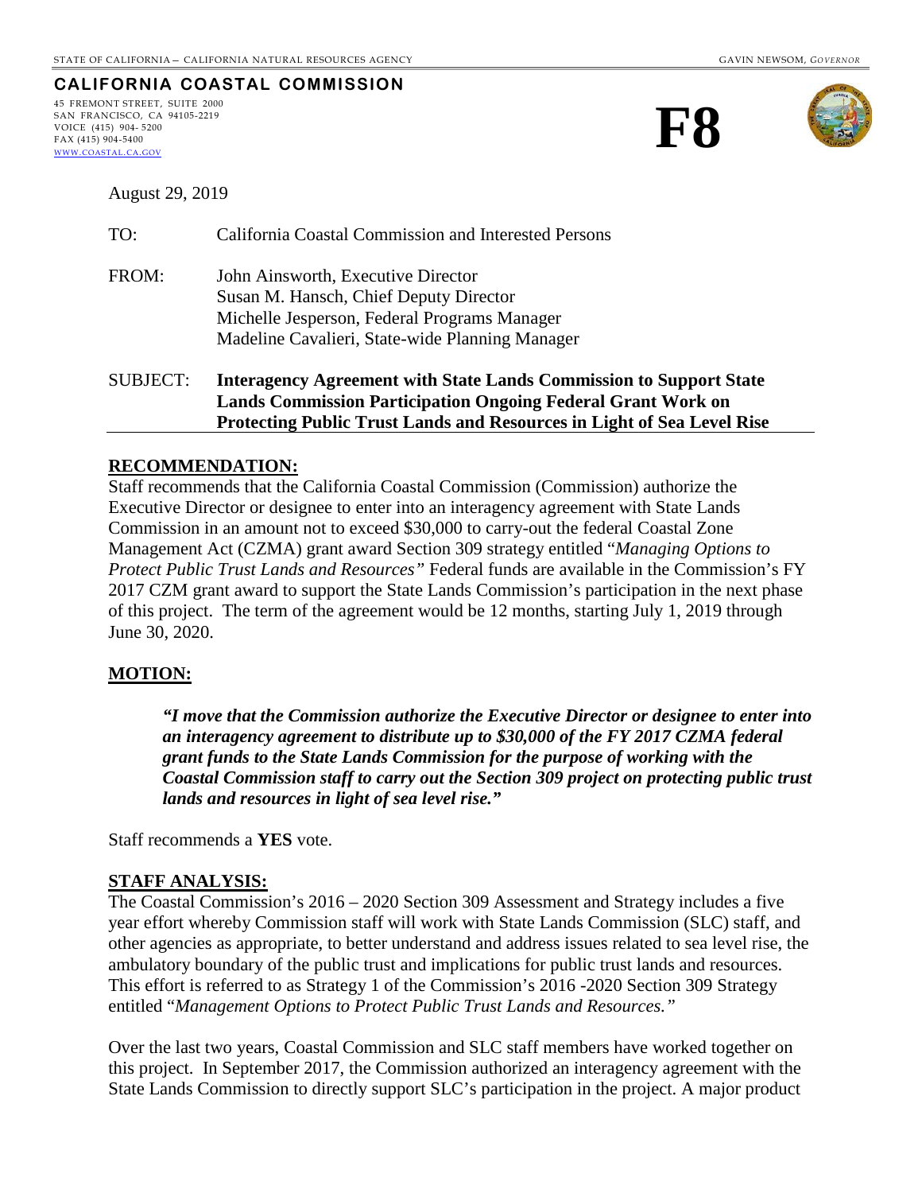STATE OF CALIFORNIA — CALIFORNIA NATURAL RESOURCES AGENCY GAVIN NEWSOM, *GOVERNOR*

**CALIFORNIA COASTAL COMMISSION**

45 FREMONT STREET, SUITE 2000
SAN FRANCISCO, CA 94105-2219
VOICE (415) 904- 5200
FAX (415) 904-5400
WWW.COASTAL.CA.GOV

# F8

August 29, 2019

TO: California Coastal Commission and Interested Persons

FROM: John Ainsworth, Executive Director
Susan M. Hansch, Chief Deputy Director
Michelle Jesperson, Federal Programs Manager
Madeline Cavalieri, State-wide Planning Manager

SUBJECT: **Interagency Agreement with State Lands Commission to Support State Lands Commission Participation Ongoing Federal Grant Work on Protecting Public Trust Lands and Resources in Light of Sea Level Rise**

## RECOMMENDATION:

Staff recommends that the California Coastal Commission (Commission) authorize the Executive Director or designee to enter into an interagency agreement with State Lands Commission in an amount not to exceed $30,000 to carry-out the federal Coastal Zone Management Act (CZMA) grant award Section 309 strategy entitled "*Managing Options to Protect Public Trust Lands and Resources"* Federal funds are available in the Commission's FY 2017 CZM grant award to support the State Lands Commission's participation in the next phase of this project. The term of the agreement would be 12 months, starting July 1, 2019 through June 30, 2020.

## MOTION:

> ***"I move that the Commission authorize the Executive Director or designee to enter into an interagency agreement to distribute up to $30,000 of the FY 2017 CZMA federal grant funds to the State Lands Commission for the purpose of working with the Coastal Commission staff to carry out the Section 309 project on protecting public trust lands and resources in light of sea level rise."***

Staff recommends a **YES** vote.

## STAFF ANALYSIS:

The Coastal Commission's 2016 – 2020 Section 309 Assessment and Strategy includes a five year effort whereby Commission staff will work with State Lands Commission (SLC) staff, and other agencies as appropriate, to better understand and address issues related to sea level rise, the ambulatory boundary of the public trust and implications for public trust lands and resources. This effort is referred to as Strategy 1 of the Commission's 2016 -2020 Section 309 Strategy entitled "*Management Options to Protect Public Trust Lands and Resources."*

Over the last two years, Coastal Commission and SLC staff members have worked together on this project. In September 2017, the Commission authorized an interagency agreement with the State Lands Commission to directly support SLC's participation in the project. A major product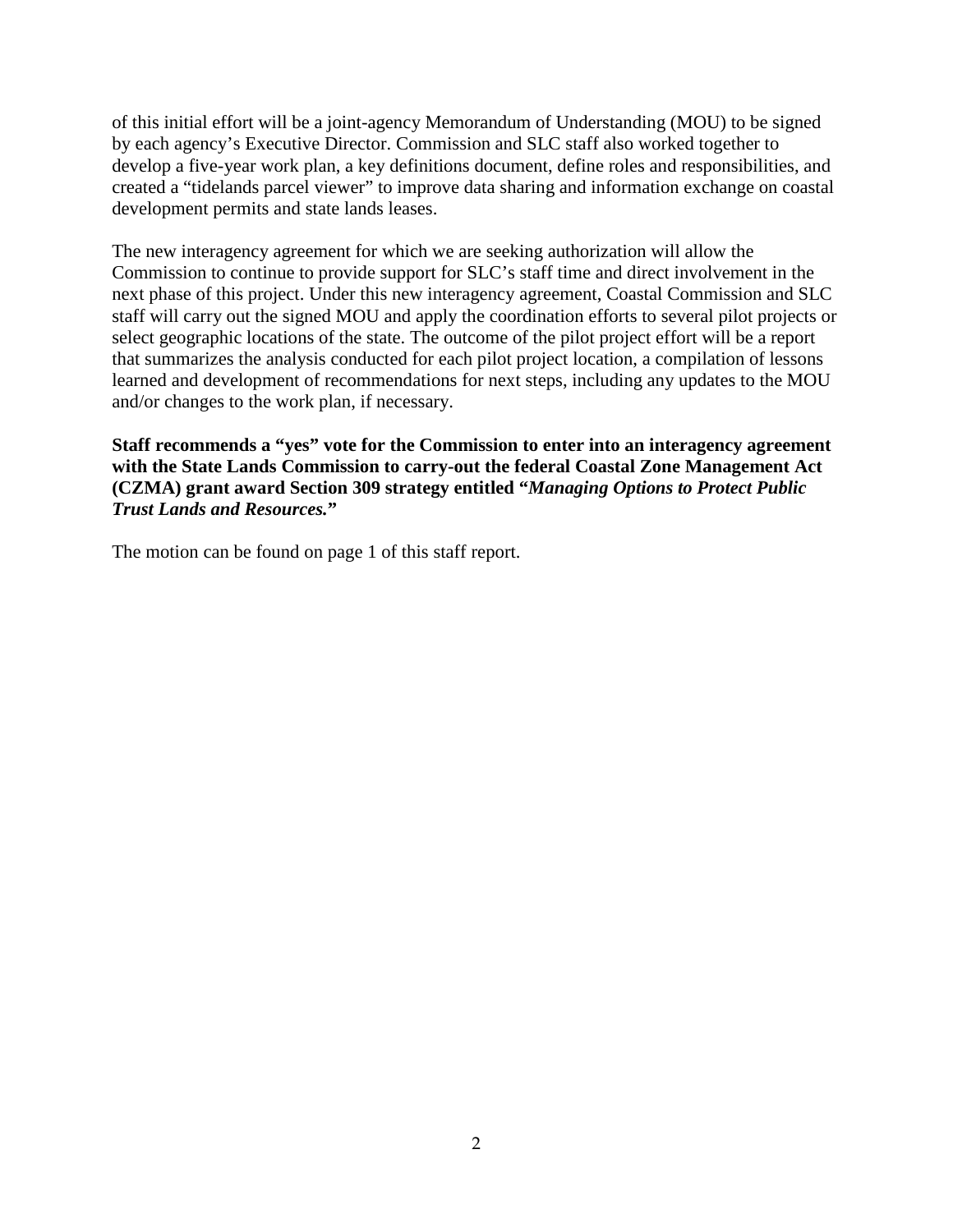of this initial effort will be a joint-agency Memorandum of Understanding (MOU) to be signed by each agency's Executive Director. Commission and SLC staff also worked together to develop a five-year work plan, a key definitions document, define roles and responsibilities, and created a "tidelands parcel viewer" to improve data sharing and information exchange on coastal development permits and state lands leases.

The new interagency agreement for which we are seeking authorization will allow the Commission to continue to provide support for SLC's staff time and direct involvement in the next phase of this project. Under this new interagency agreement, Coastal Commission and SLC staff will carry out the signed MOU and apply the coordination efforts to several pilot projects or select geographic locations of the state. The outcome of the pilot project effort will be a report that summarizes the analysis conducted for each pilot project location, a compilation of lessons learned and development of recommendations for next steps, including any updates to the MOU and/or changes to the work plan, if necessary.

**Staff recommends a "yes" vote for the Commission to enter into an interagency agreement with the State Lands Commission to carry-out the federal Coastal Zone Management Act (CZMA) grant award Section 309 strategy entitled "*Managing Options to Protect Public Trust Lands and Resources.*"**

The motion can be found on page 1 of this staff report.